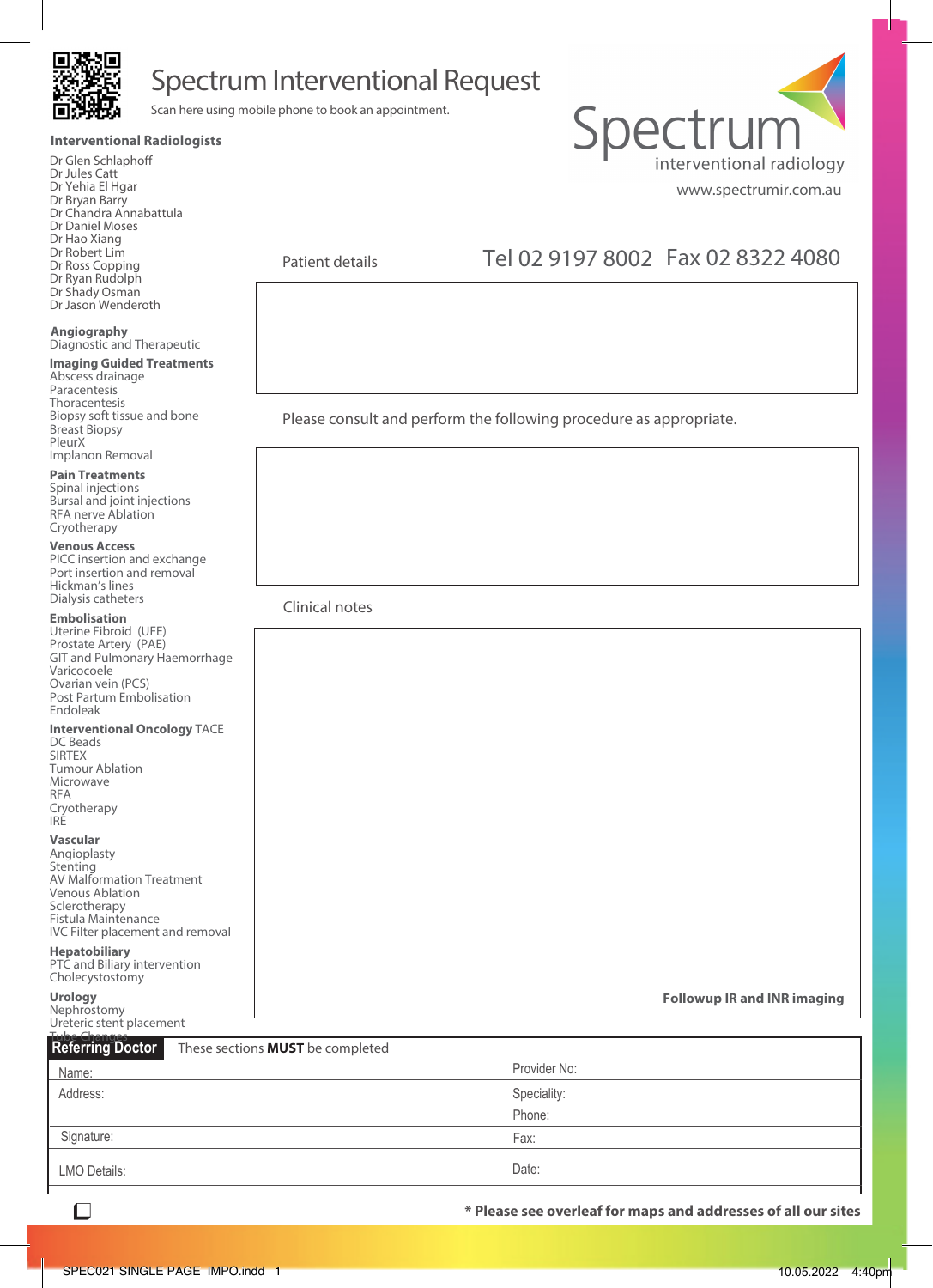# Spectrum Interventional Request

Scan here using mobile phone to book an appointment.

Spectrum
interventional radiology
www.spectrumir.com.au

### Interventional Radiologists

Dr Glen Schlaphoff
Dr Jules Catt
Dr Yehia El Hgar
Dr Bryan Barry
Dr Chandra Annabattula
Dr Daniel Moses
Dr Hao Xiang
Dr Robert Lim
Dr Ross Copping
Dr Ryan Rudolph
Dr Shady Osman
Dr Jason Wenderoth

**Angiography**
Diagnostic and Therapeutic

**Imaging Guided Treatments**
Abscess drainage
Paracentesis
Thoracentesis
Biopsy soft tissue and bone
Breast Biopsy
PleurX
Implanon Removal

**Pain Treatments**
Spinal injections
Bursal and joint injections
RFA nerve Ablation
Cryotherapy

**Venous Access**
PICC insertion and exchange
Port insertion and removal
Hickman's lines
Dialysis catheters

**Embolisation**
Uterine Fibroid (UFE)
Prostate Artery (PAE)
GIT and Pulmonary Haemorrhage
Varicocoele
Ovarian vein (PCS)
Post Partum Embolisation
Endoleak

**Interventional Oncology** TACE
DC Beads
SIRTEX
Tumour Ablation
Microwave
RFA
Cryotherapy
IRE

**Vascular**
Angioplasty
Stenting
AV Malformation Treatment
Venous Ablation
Sclerotherapy
Fistula Maintenance
IVC Filter placement and removal

**Hepatobiliary**
PTC and Biliary intervention
Cholecystostomy

**Urology**
Nephrostomy
Ureteric stent placement
Tube Changes

Patient details

Tel 02 9197 8002 Fax 02 8322 4080

Please consult and perform the following procedure as appropriate.

Clinical notes

**Followup IR and INR imaging**

**Referring Doctor** These sections **MUST** be completed

| | |
|---|---|
| Name: | Provider No: |
| Address: | Speciality: |
| | Phone: |
| Signature: | Fax: |
| LMO Details: | Date: |

☐

**\* Please see overleaf for maps and addresses of all our sites**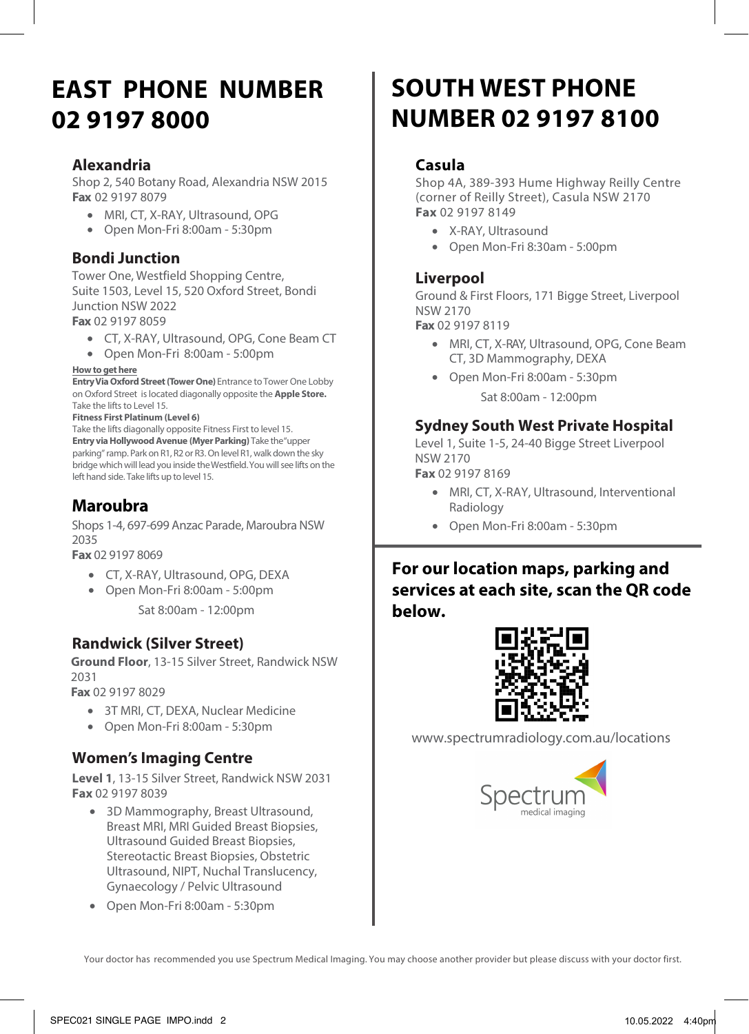# EAST PHONE NUMBER 02 9197 8000

### Alexandria

Shop 2, 540 Botany Road, Alexandria NSW 2015
**Fax** 02 9197 8079

- MRI, CT, X-RAY, Ultrasound, OPG
- Open Mon-Fri 8:00am - 5:30pm

### Bondi Junction

Tower One, Westfield Shopping Centre, Suite 1503, Level 15, 520 Oxford Street, Bondi Junction NSW 2022
**Fax** 02 9197 8059

- CT, X-RAY, Ultrasound, OPG, Cone Beam CT
- Open Mon-Fri 8:00am - 5:00pm

**How to get here**
**Entry Via Oxford Street (Tower One)** Entrance to Tower One Lobby on Oxford Street is located diagonally opposite the **Apple Store.** Take the lifts to Level 15.
**Fitness First Platinum (Level 6)**
Take the lifts diagonally opposite Fitness First to level 15.
**Entry via Hollywood Avenue (Myer Parking)** Take the "upper parking" ramp. Park on R1, R2 or R3. On level R1, walk down the sky bridge which will lead you inside the Westfield. You will see lifts on the left hand side. Take lifts up to level 15.

### Maroubra

Shops 1-4, 697-699 Anzac Parade, Maroubra NSW 2035
**Fax** 02 9197 8069

- CT, X-RAY, Ultrasound, OPG, DEXA
- Open Mon-Fri 8:00am - 5:00pm
  Sat 8:00am - 12:00pm

### Randwick (Silver Street)

**Ground Floor**, 13-15 Silver Street, Randwick NSW 2031
**Fax** 02 9197 8029

- 3T MRI, CT, DEXA, Nuclear Medicine
- Open Mon-Fri 8:00am - 5:30pm

### Women's Imaging Centre

**Level 1**, 13-15 Silver Street, Randwick NSW 2031
**Fax** 02 9197 8039

- 3D Mammography, Breast Ultrasound, Breast MRI, MRI Guided Breast Biopsies, Ultrasound Guided Breast Biopsies, Stereotactic Breast Biopsies, Obstetric Ultrasound, NIPT, Nuchal Translucency, Gynaecology / Pelvic Ultrasound
- Open Mon-Fri 8:00am - 5:30pm

# SOUTH WEST PHONE NUMBER 02 9197 8100

### Casula

Shop 4A, 389-393 Hume Highway Reilly Centre (corner of Reilly Street), Casula NSW 2170
**Fax** 02 9197 8149

- X-RAY, Ultrasound
- Open Mon-Fri 8:30am - 5:00pm

### Liverpool

Ground & First Floors, 171 Bigge Street, Liverpool NSW 2170
**Fax** 02 9197 8119

- MRI, CT, X-RAY, Ultrasound, OPG, Cone Beam CT, 3D Mammography, DEXA
- Open Mon-Fri 8:00am - 5:30pm
  Sat 8:00am - 12:00pm

### Sydney South West Private Hospital

Level 1, Suite 1-5, 24-40 Bigge Street Liverpool NSW 2170
**Fax** 02 9197 8169

- MRI, CT, X-RAY, Ultrasound, Interventional Radiology
- Open Mon-Fri 8:00am - 5:30pm

**For our location maps, parking and services at each site, scan the QR code below.**

www.spectrumradiology.com.au/locations

Spectrum medical imaging

Your doctor has recommended you use Spectrum Medical Imaging. You may choose another provider but please discuss with your doctor first.